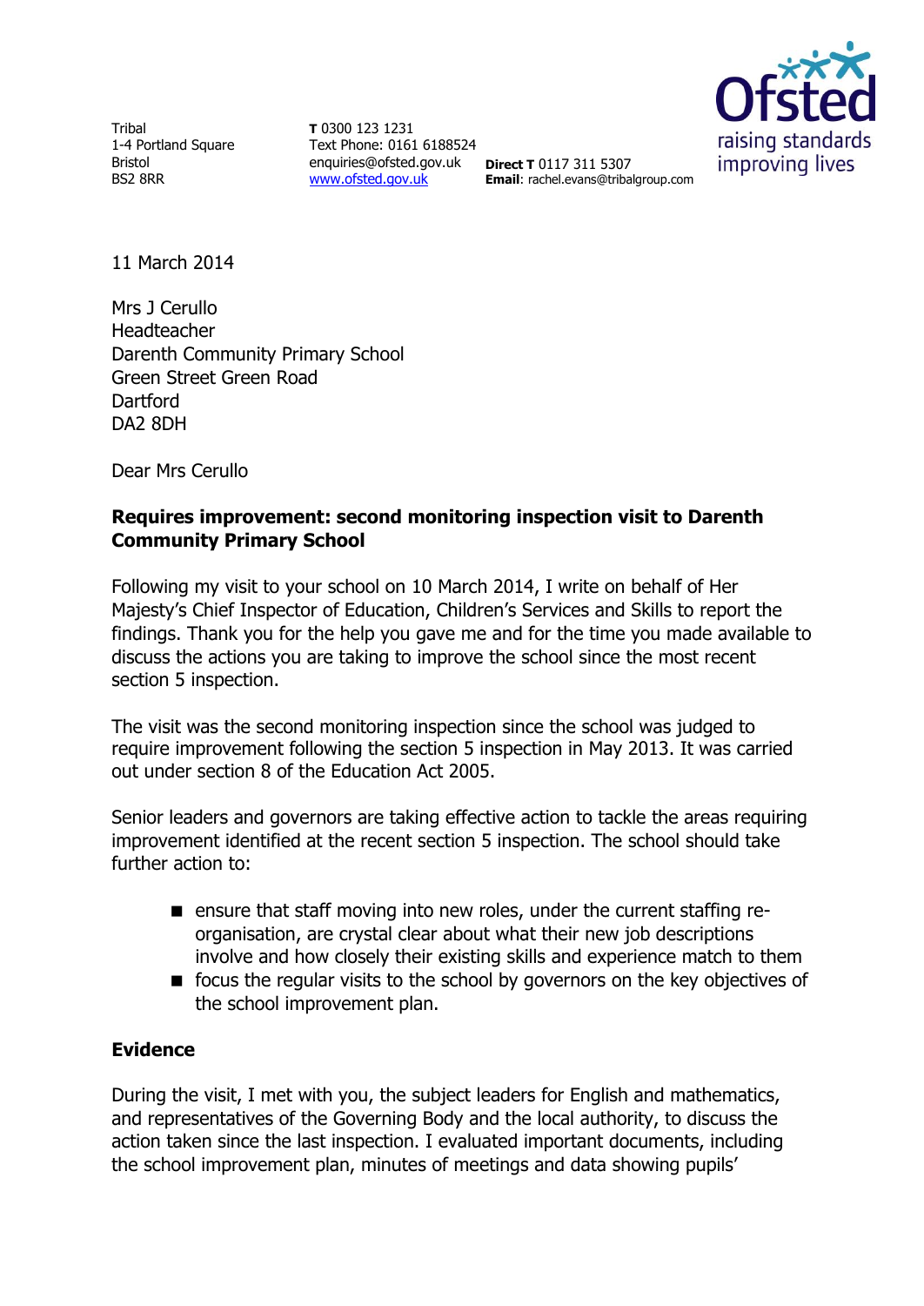Tribal
1-4 Portland Square
Bristol
BS2 8RR

**T** 0300 123 1231
Text Phone: 0161 6188524
enquiries@ofsted.gov.uk
[www.ofsted.gov.uk](http://www.ofsted.gov.uk)

**Direct T** 0117 311 5307
**Email**: rachel.evans@tribalgroup.com

11 March 2014

Mrs J Cerullo
Headteacher
Darenth Community Primary School
Green Street Green Road
Dartford
DA2 8DH

Dear Mrs Cerullo

**Requires improvement: second monitoring inspection visit to Darenth Community Primary School**

Following my visit to your school on 10 March 2014, I write on behalf of Her Majesty's Chief Inspector of Education, Children's Services and Skills to report the findings. Thank you for the help you gave me and for the time you made available to discuss the actions you are taking to improve the school since the most recent section 5 inspection.

The visit was the second monitoring inspection since the school was judged to require improvement following the section 5 inspection in May 2013. It was carried out under section 8 of the Education Act 2005.

Senior leaders and governors are taking effective action to tackle the areas requiring improvement identified at the recent section 5 inspection. The school should take further action to:

- ensure that staff moving into new roles, under the current staffing re-organisation, are crystal clear about what their new job descriptions involve and how closely their existing skills and experience match to them
- focus the regular visits to the school by governors on the key objectives of the school improvement plan.

**Evidence**

During the visit, I met with you, the subject leaders for English and mathematics, and representatives of the Governing Body and the local authority, to discuss the action taken since the last inspection. I evaluated important documents, including the school improvement plan, minutes of meetings and data showing pupils'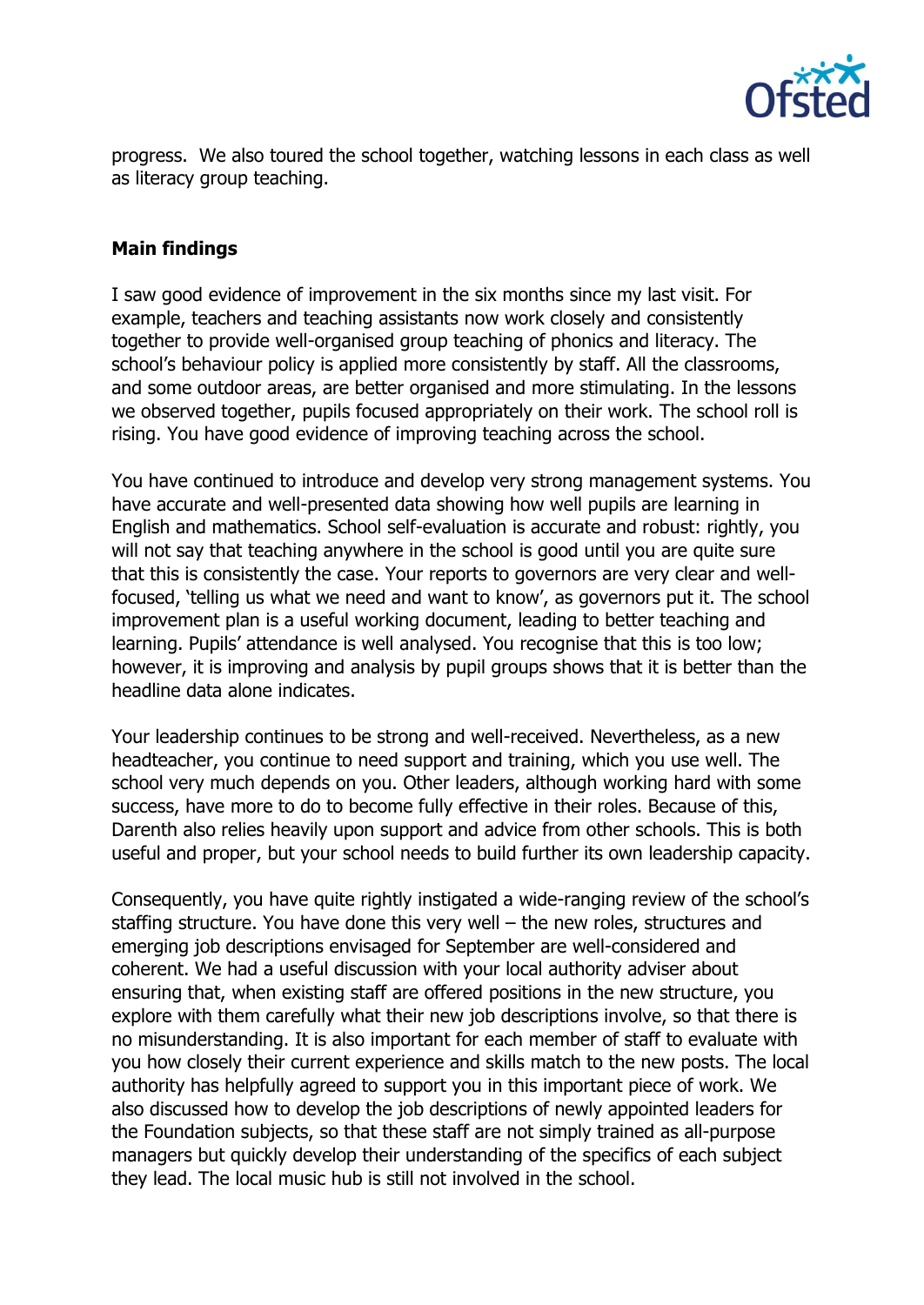progress. We also toured the school together, watching lessons in each class as well as literacy group teaching.

**Main findings**

I saw good evidence of improvement in the six months since my last visit. For example, teachers and teaching assistants now work closely and consistently together to provide well-organised group teaching of phonics and literacy. The school's behaviour policy is applied more consistently by staff. All the classrooms, and some outdoor areas, are better organised and more stimulating. In the lessons we observed together, pupils focused appropriately on their work. The school roll is rising. You have good evidence of improving teaching across the school.

You have continued to introduce and develop very strong management systems. You have accurate and well-presented data showing how well pupils are learning in English and mathematics. School self-evaluation is accurate and robust: rightly, you will not say that teaching anywhere in the school is good until you are quite sure that this is consistently the case. Your reports to governors are very clear and well-focused, 'telling us what we need and want to know', as governors put it. The school improvement plan is a useful working document, leading to better teaching and learning. Pupils' attendance is well analysed. You recognise that this is too low; however, it is improving and analysis by pupil groups shows that it is better than the headline data alone indicates.

Your leadership continues to be strong and well-received. Nevertheless, as a new headteacher, you continue to need support and training, which you use well. The school very much depends on you. Other leaders, although working hard with some success, have more to do to become fully effective in their roles. Because of this, Darenth also relies heavily upon support and advice from other schools. This is both useful and proper, but your school needs to build further its own leadership capacity.

Consequently, you have quite rightly instigated a wide-ranging review of the school's staffing structure. You have done this very well – the new roles, structures and emerging job descriptions envisaged for September are well-considered and coherent. We had a useful discussion with your local authority adviser about ensuring that, when existing staff are offered positions in the new structure, you explore with them carefully what their new job descriptions involve, so that there is no misunderstanding. It is also important for each member of staff to evaluate with you how closely their current experience and skills match to the new posts. The local authority has helpfully agreed to support you in this important piece of work. We also discussed how to develop the job descriptions of newly appointed leaders for the Foundation subjects, so that these staff are not simply trained as all-purpose managers but quickly develop their understanding of the specifics of each subject they lead. The local music hub is still not involved in the school.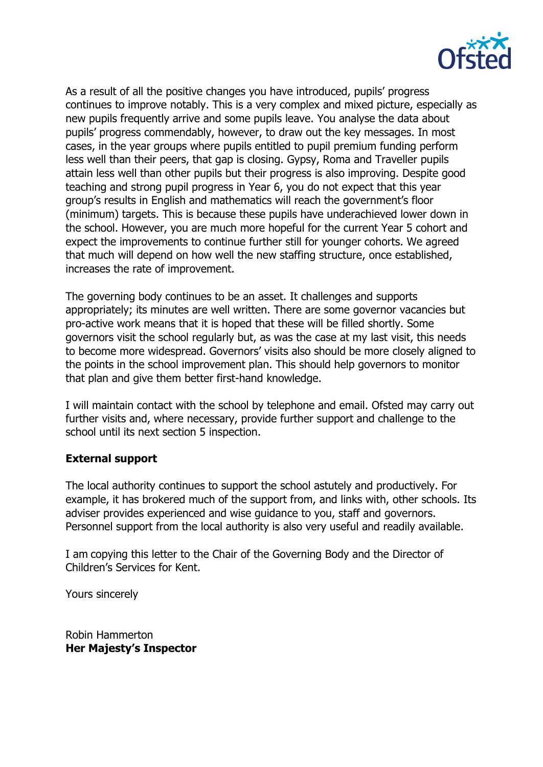As a result of all the positive changes you have introduced, pupils' progress continues to improve notably. This is a very complex and mixed picture, especially as new pupils frequently arrive and some pupils leave. You analyse the data about pupils' progress commendably, however, to draw out the key messages. In most cases, in the year groups where pupils entitled to pupil premium funding perform less well than their peers, that gap is closing. Gypsy, Roma and Traveller pupils attain less well than other pupils but their progress is also improving. Despite good teaching and strong pupil progress in Year 6, you do not expect that this year group's results in English and mathematics will reach the government's floor (minimum) targets. This is because these pupils have underachieved lower down in the school. However, you are much more hopeful for the current Year 5 cohort and expect the improvements to continue further still for younger cohorts. We agreed that much will depend on how well the new staffing structure, once established, increases the rate of improvement.

The governing body continues to be an asset. It challenges and supports appropriately; its minutes are well written. There are some governor vacancies but pro-active work means that it is hoped that these will be filled shortly. Some governors visit the school regularly but, as was the case at my last visit, this needs to become more widespread. Governors' visits also should be more closely aligned to the points in the school improvement plan. This should help governors to monitor that plan and give them better first-hand knowledge.

I will maintain contact with the school by telephone and email. Ofsted may carry out further visits and, where necessary, provide further support and challenge to the school until its next section 5 inspection.

**External support**

The local authority continues to support the school astutely and productively. For example, it has brokered much of the support from, and links with, other schools. Its adviser provides experienced and wise guidance to you, staff and governors. Personnel support from the local authority is also very useful and readily available.

I am copying this letter to the Chair of the Governing Body and the Director of Children's Services for Kent.

Yours sincerely

Robin Hammerton
**Her Majesty's Inspector**